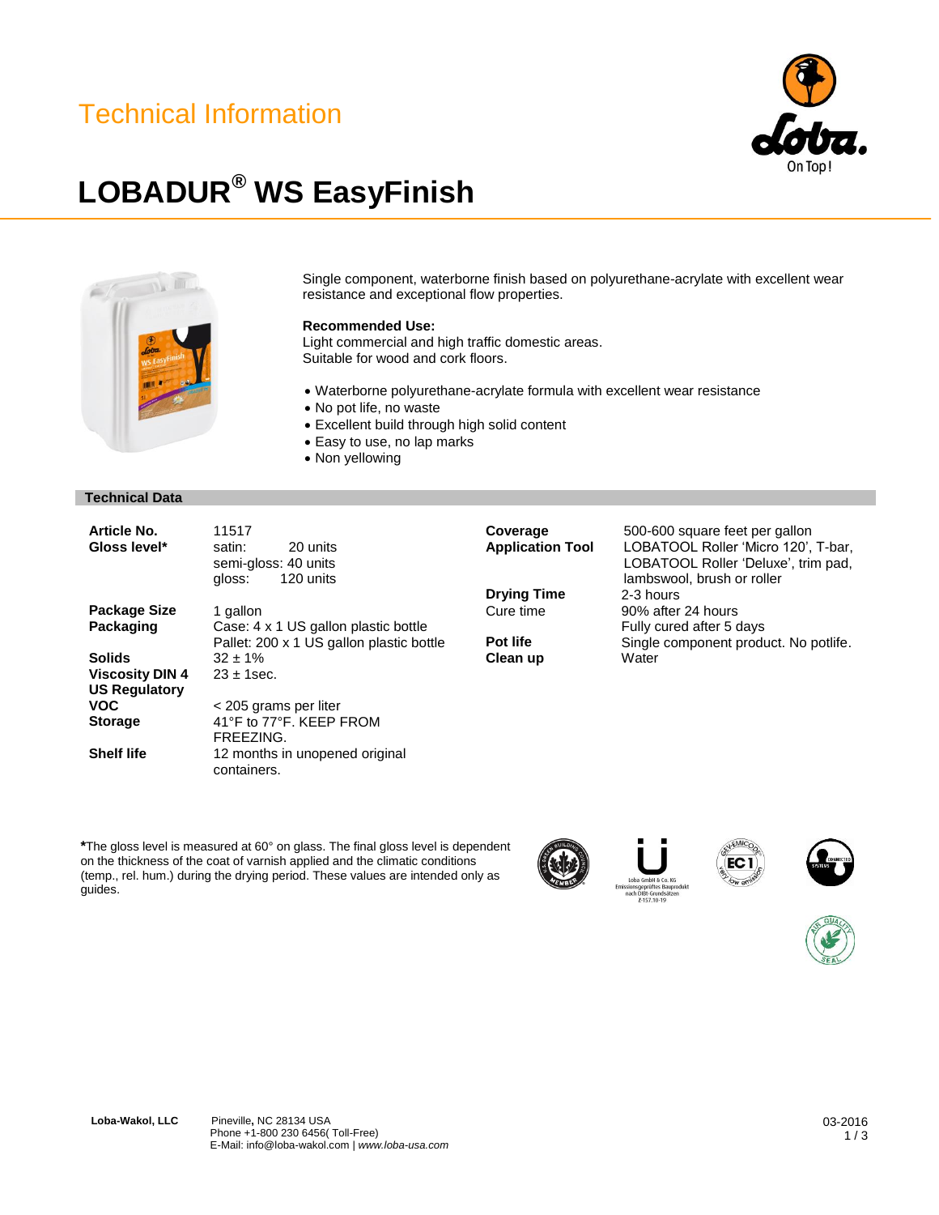Technical Information

# LOBADUR® WS EasyFinish

Single component, waterborne finish based on polyurethane-acrylate with excellent wear resistance and exceptional flow properties.

**Recommended Use:**
Light commercial and high traffic domestic areas.
Suitable for wood and cork floors.

- Waterborne polyurethane-acrylate formula with excellent wear resistance
- No pot life, no waste
- Excellent build through high solid content
- Easy to use, no lap marks
- Non yellowing

## Technical Data

| | |
|---|---|
| **Article No.** | 11517 |
| **Gloss level*** | satin: 20 units<br>semi-gloss: 40 units<br>gloss: 120 units |
| **Package Size** | 1 gallon |
| **Packaging** | Case: 4 x 1 US gallon plastic bottle<br>Pallet: 200 x 1 US gallon plastic bottle |
| **Solids** | 32 ± 1% |
| **Viscosity DIN 4** | 23 ± 1sec. |
| **US Regulatory VOC** | < 205 grams per liter |
| **Storage** | 41°F to 77°F. KEEP FROM FREEZING. |
| **Shelf life** | 12 months in unopened original containers. |
| **Coverage** | 500-600 square feet per gallon |
| **Application Tool** | LOBATOOL Roller 'Micro 120', T-bar, LOBATOOL Roller 'Deluxe', trim pad, lambswool, brush or roller |
| **Drying Time** | 2-3 hours |
| Cure time | 90% after 24 hours<br>Fully cured after 5 days |
| **Pot life** | Single component product. No potlife. |
| **Clean up** | Water |

***The gloss level is measured at 60° on glass. The final gloss level is dependent on the thickness of the coat of varnish applied and the climatic conditions (temp., rel. hum.) during the drying period. These values are intended only as guides.

Loba GmbH & Co. KG
Emissionsgeprüftes Bauprodukt
nach DIBt-Grundsätzen
Z-157.10-19

**Loba-Wakol, LLC** Pineville, NC 28134 USA
Phone +1-800 230 6456( Toll-Free)
E-Mail: info@loba-wakol.com | *www.loba-usa.com*

03-2016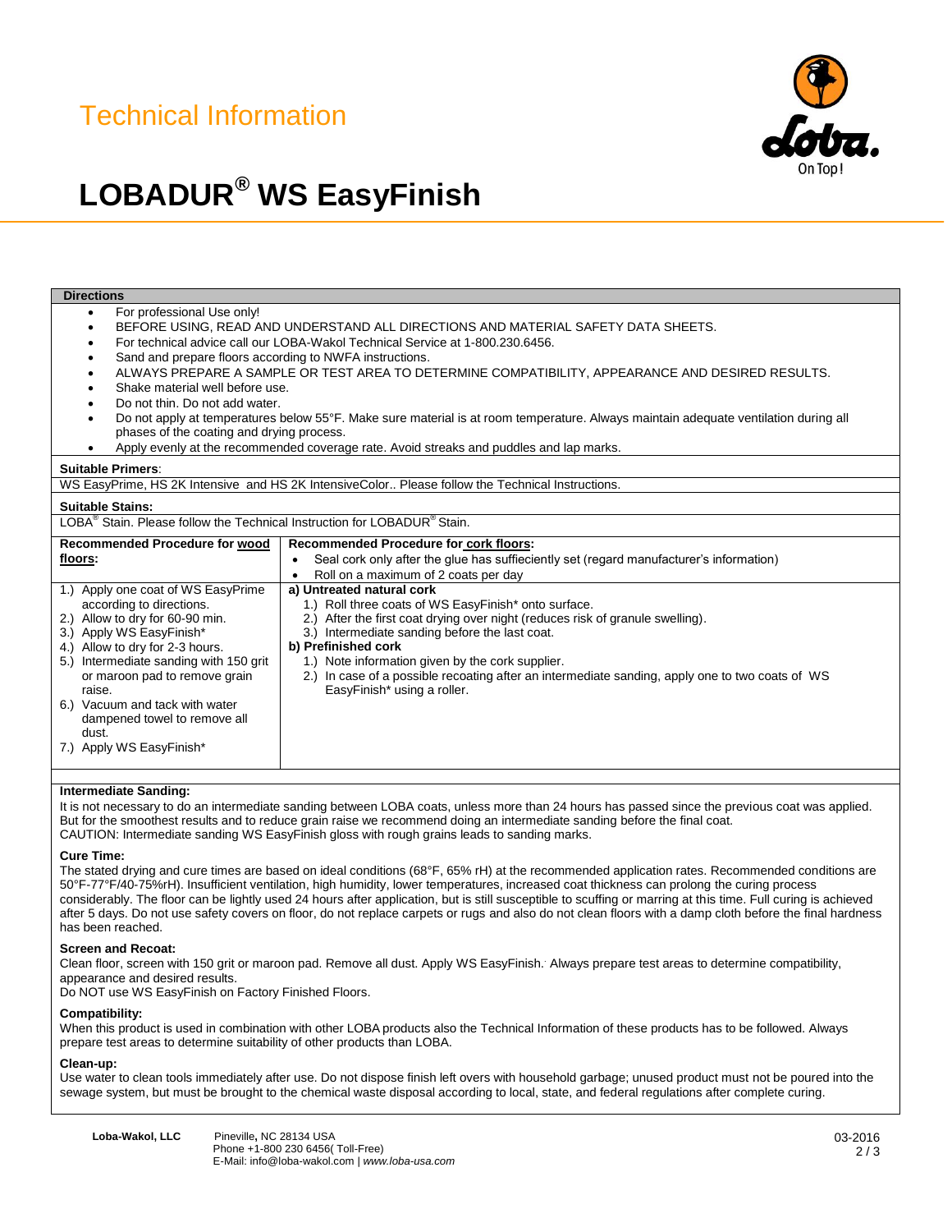Technical Information

# LOBADUR® WS EasyFinish

## Directions

- For professional Use only!
- BEFORE USING, READ AND UNDERSTAND ALL DIRECTIONS AND MATERIAL SAFETY DATA SHEETS.
- For technical advice call our LOBA-Wakol Technical Service at 1-800.230.6456.
- Sand and prepare floors according to NWFA instructions.
- ALWAYS PREPARE A SAMPLE OR TEST AREA TO DETERMINE COMPATIBILITY, APPEARANCE AND DESIRED RESULTS.
- Shake material well before use.
- Do not thin. Do not add water.
- Do not apply at temperatures below 55°F. Make sure material is at room temperature. Always maintain adequate ventilation during all phases of the coating and drying process.
- Apply evenly at the recommended coverage rate. Avoid streaks and puddles and lap marks.

**Suitable Primers**:

WS EasyPrime, HS 2K Intensive and HS 2K IntensiveColor.. Please follow the Technical Instructions.

**Suitable Stains:**

LOBA® Stain. Please follow the Technical Instruction for LOBADUR® Stain.

| **Recommended Procedure for wood floors:** | **Recommended Procedure for cork floors:**<br>• Seal cork only after the glue has suffieciently set (regard manufacturer's information)<br>• Roll on a maximum of 2 coats per day |
|---|---|
| 1.) Apply one coat of WS EasyPrime according to directions.<br>2.) Allow to dry for 60-90 min.<br>3.) Apply WS EasyFinish*<br>4.) Allow to dry for 2-3 hours.<br>5.) Intermediate sanding with 150 grit or maroon pad to remove grain raise.<br>6.) Vacuum and tack with water dampened towel to remove all dust.<br>7.) Apply WS EasyFinish* | **a) Untreated natural cork**<br>1.) Roll three coats of WS EasyFinish* onto surface.<br>2.) After the first coat drying over night (reduces risk of granule swelling).<br>3.) Intermediate sanding before the last coat.<br>**b) Prefinished cork**<br>1.) Note information given by the cork supplier.<br>2.) In case of a possible recoating after an intermediate sanding, apply one to two coats of WS EasyFinish* using a roller. |

**Intermediate Sanding:**

It is not necessary to do an intermediate sanding between LOBA coats, unless more than 24 hours has passed since the previous coat was applied. But for the smoothest results and to reduce grain raise we recommend doing an intermediate sanding before the final coat.
CAUTION: Intermediate sanding WS EasyFinish gloss with rough grains leads to sanding marks.

**Cure Time:**

The stated drying and cure times are based on ideal conditions (68°F, 65% rH) at the recommended application rates. Recommended conditions are 50°F-77°F/40-75%rH). Insufficient ventilation, high humidity, lower temperatures, increased coat thickness can prolong the curing process considerably. The floor can be lightly used 24 hours after application, but is still susceptible to scuffing or marring at this time. Full curing is achieved after 5 days. Do not use safety covers on floor, do not replace carpets or rugs and also do not clean floors with a damp cloth before the final hardness has been reached.

**Screen and Recoat:**

Clean floor, screen with 150 grit or maroon pad. Remove all dust. Apply WS EasyFinish. Always prepare test areas to determine compatibility, appearance and desired results.
Do NOT use WS EasyFinish on Factory Finished Floors.

**Compatibility:**

When this product is used in combination with other LOBA products also the Technical Information of these products has to be followed. Always prepare test areas to determine suitability of other products than LOBA.

**Clean-up:**

Use water to clean tools immediately after use. Do not dispose finish left overs with household garbage; unused product must not be poured into the sewage system, but must be brought to the chemical waste disposal according to local, state, and federal regulations after complete curing.

**Loba-Wakol, LLC** Pineville, NC 28134 USA
Phone +1-800 230 6456( Toll-Free)
E-Mail: info@loba-wakol.com | *www.loba-usa.com*

03-2016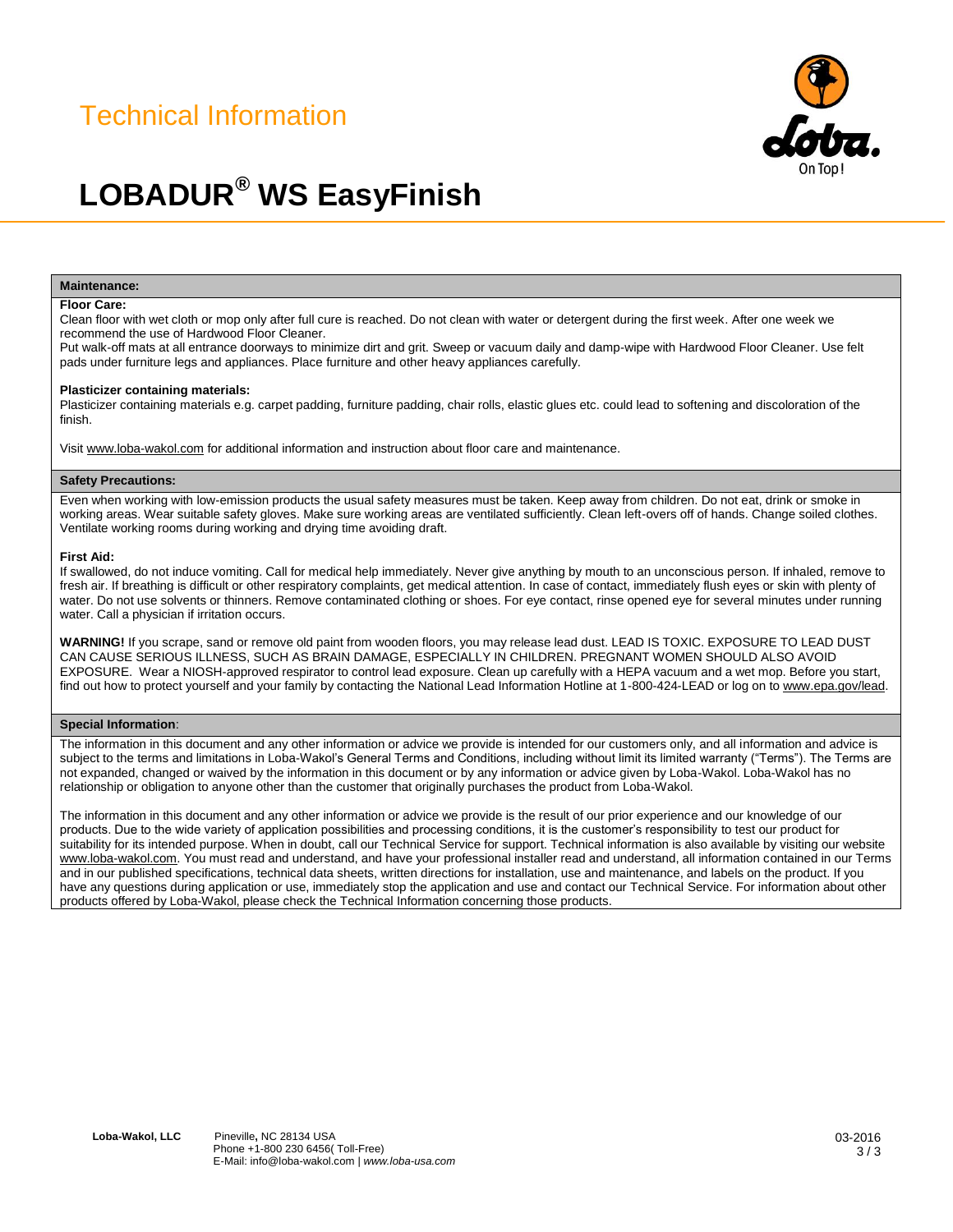Technical Information

# LOBADUR® WS EasyFinish

## Maintenance:

**Floor Care:**

Clean floor with wet cloth or mop only after full cure is reached. Do not clean with water or detergent during the first week. After one week we recommend the use of Hardwood Floor Cleaner.

Put walk-off mats at all entrance doorways to minimize dirt and grit. Sweep or vacuum daily and damp-wipe with Hardwood Floor Cleaner. Use felt pads under furniture legs and appliances. Place furniture and other heavy appliances carefully.

**Plasticizer containing materials:**

Plasticizer containing materials e.g. carpet padding, furniture padding, chair rolls, elastic glues etc. could lead to softening and discoloration of the finish.

Visit www.loba-wakol.com for additional information and instruction about floor care and maintenance.

## Safety Precautions:

Even when working with low-emission products the usual safety measures must be taken. Keep away from children. Do not eat, drink or smoke in working areas. Wear suitable safety gloves. Make sure working areas are ventilated sufficiently. Clean left-overs off of hands. Change soiled clothes. Ventilate working rooms during working and drying time avoiding draft.

**First Aid:**

If swallowed, do not induce vomiting. Call for medical help immediately. Never give anything by mouth to an unconscious person. If inhaled, remove to fresh air. If breathing is difficult or other respiratory complaints, get medical attention. In case of contact, immediately flush eyes or skin with plenty of water. Do not use solvents or thinners. Remove contaminated clothing or shoes. For eye contact, rinse opened eye for several minutes under running water. Call a physician if irritation occurs.

**WARNING!** If you scrape, sand or remove old paint from wooden floors, you may release lead dust. LEAD IS TOXIC. EXPOSURE TO LEAD DUST CAN CAUSE SERIOUS ILLNESS, SUCH AS BRAIN DAMAGE, ESPECIALLY IN CHILDREN. PREGNANT WOMEN SHOULD ALSO AVOID EXPOSURE. Wear a NIOSH-approved respirator to control lead exposure. Clean up carefully with a HEPA vacuum and a wet mop. Before you start, find out how to protect yourself and your family by contacting the National Lead Information Hotline at 1-800-424-LEAD or log on to www.epa.gov/lead.

## Special Information:

The information in this document and any other information or advice we provide is intended for our customers only, and all information and advice is subject to the terms and limitations in Loba-Wakol's General Terms and Conditions, including without limit its limited warranty ("Terms"). The Terms are not expanded, changed or waived by the information in this document or by any information or advice given by Loba-Wakol. Loba-Wakol has no relationship or obligation to anyone other than the customer that originally purchases the product from Loba-Wakol.

The information in this document and any other information or advice we provide is the result of our prior experience and our knowledge of our products. Due to the wide variety of application possibilities and processing conditions, it is the customer's responsibility to test our product for suitability for its intended purpose. When in doubt, call our Technical Service for support. Technical information is also available by visiting our website www.loba-wakol.com. You must read and understand, and have your professional installer read and understand, all information contained in our Terms and in our published specifications, technical data sheets, written directions for installation, use and maintenance, and labels on the product. If you have any questions during application or use, immediately stop the application and use and contact our Technical Service. For information about other products offered by Loba-Wakol, please check the Technical Information concerning those products.

**Loba-Wakol, LLC** Pineville, NC 28134 USA
Phone +1-800 230 6456( Toll-Free)
E-Mail: info@loba-wakol.com | *www.loba-usa.com*

03-2016